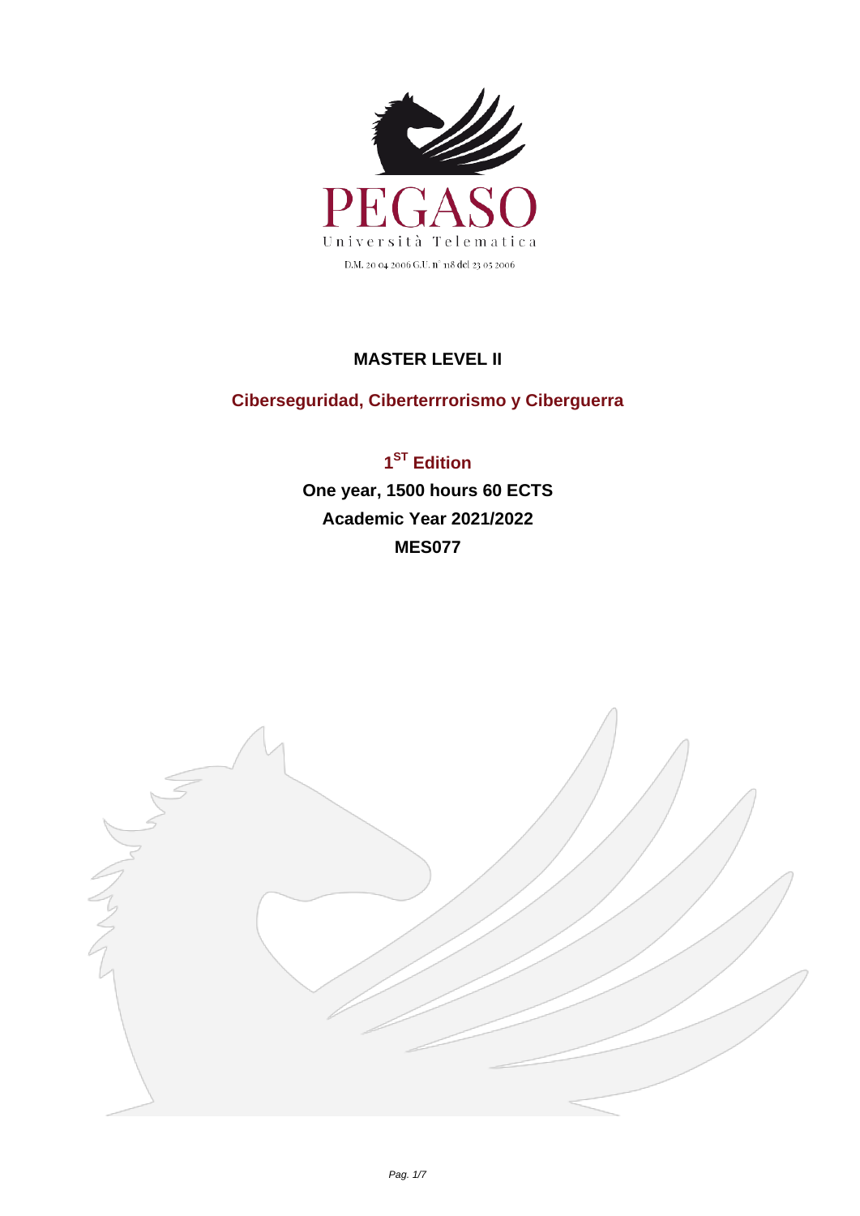PEGASO

Università Telematica

D.M. 20 04 2006 G.U. n° 118 del 23 05 2006

# MASTER LEVEL II

## Ciberseguridad, Ciberterrrorismo y Ciberguerra

**1ST Edition**

**One year, 1500 hours 60 ECTS**

**Academic Year 2021/2022**

**MES077**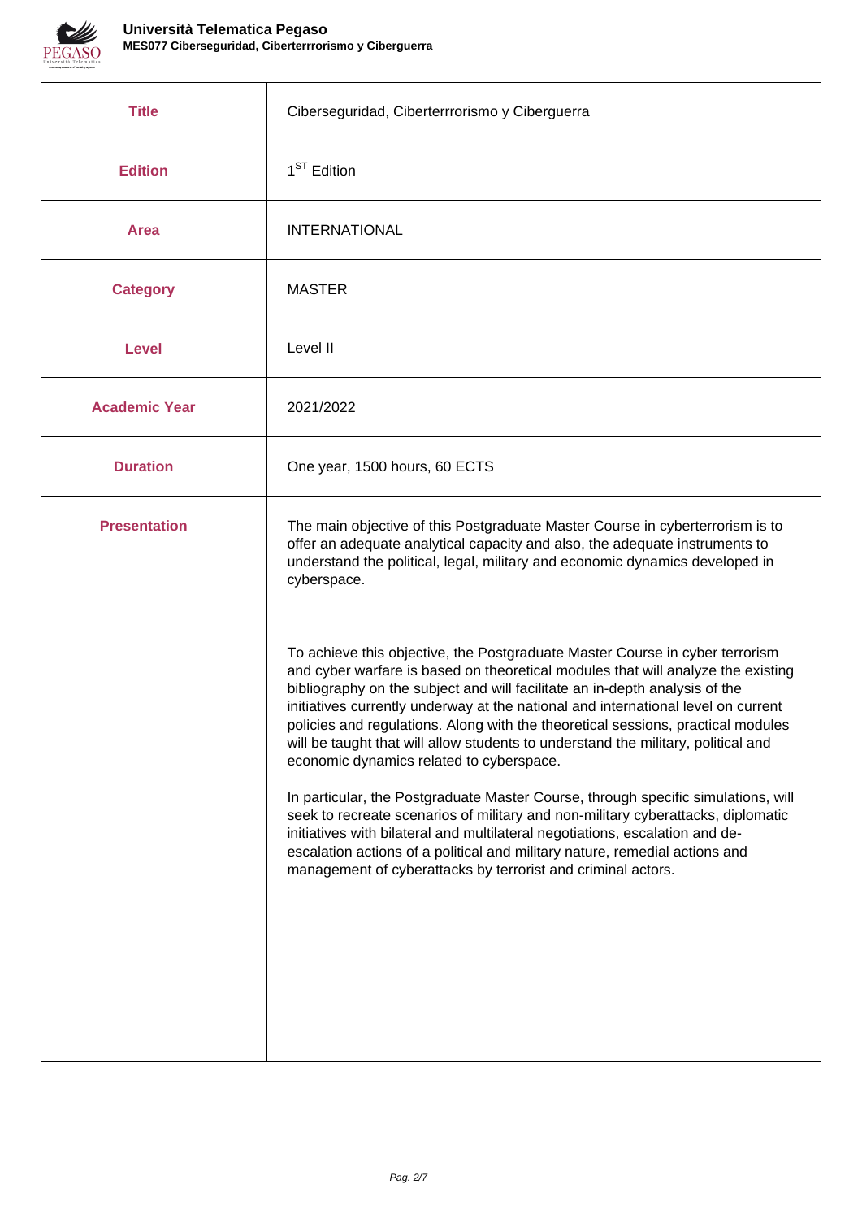| Title | Ciberseguridad, Ciberterrrorismo y Ciberguerra |
|---|---|
| Edition | 1ST Edition |
| Area | INTERNATIONAL |
| Category | MASTER |
| Level | Level II |
| Academic Year | 2021/2022 |
| Duration | One year, 1500 hours, 60 ECTS |
| Presentation | The main objective of this Postgraduate Master Course in cyberterrorism is to offer an adequate analytical capacity and also, the adequate instruments to understand the political, legal, military and economic dynamics developed in cyberspace.<br><br>To achieve this objective, the Postgraduate Master Course in cyber terrorism and cyber warfare is based on theoretical modules that will analyze the existing bibliography on the subject and will facilitate an in-depth analysis of the initiatives currently underway at the national and international level on current policies and regulations. Along with the theoretical sessions, practical modules will be taught that will allow students to understand the military, political and economic dynamics related to cyberspace.<br><br>In particular, the Postgraduate Master Course, through specific simulations, will seek to recreate scenarios of military and non-military cyberattacks, diplomatic initiatives with bilateral and multilateral negotiations, escalation and de-escalation actions of a political and military nature, remedial actions and management of cyberattacks by terrorist and criminal actors. |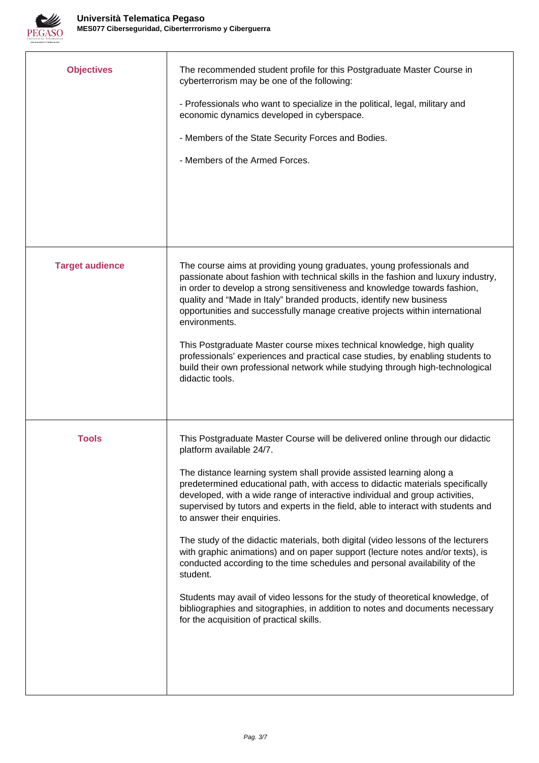| | |
|---|---|
| **Objectives** | The recommended student profile for this Postgraduate Master Course in cyberterrorism may be one of the following:<br><br>- Professionals who want to specialize in the political, legal, military and economic dynamics developed in cyberspace.<br><br>- Members of the State Security Forces and Bodies.<br><br>- Members of the Armed Forces. |
| **Target audience** | The course aims at providing young graduates, young professionals and passionate about fashion with technical skills in the fashion and luxury industry, in order to develop a strong sensitiveness and knowledge towards fashion, quality and "Made in Italy" branded products, identify new business opportunities and successfully manage creative projects within international environments.<br><br>This Postgraduate Master course mixes technical knowledge, high quality professionals' experiences and practical case studies, by enabling students to build their own professional network while studying through high-technological didactic tools. |
| **Tools** | This Postgraduate Master Course will be delivered online through our didactic platform available 24/7.<br><br>The distance learning system shall provide assisted learning along a predetermined educational path, with access to didactic materials specifically developed, with a wide range of interactive individual and group activities, supervised by tutors and experts in the field, able to interact with students and to answer their enquiries.<br><br>The study of the didactic materials, both digital (video lessons of the lecturers with graphic animations) and on paper support (lecture notes and/or texts), is conducted according to the time schedules and personal availability of the student.<br><br>Students may avail of video lessons for the study of theoretical knowledge, of bibliographies and sitographies, in addition to notes and documents necessary for the acquisition of practical skills. |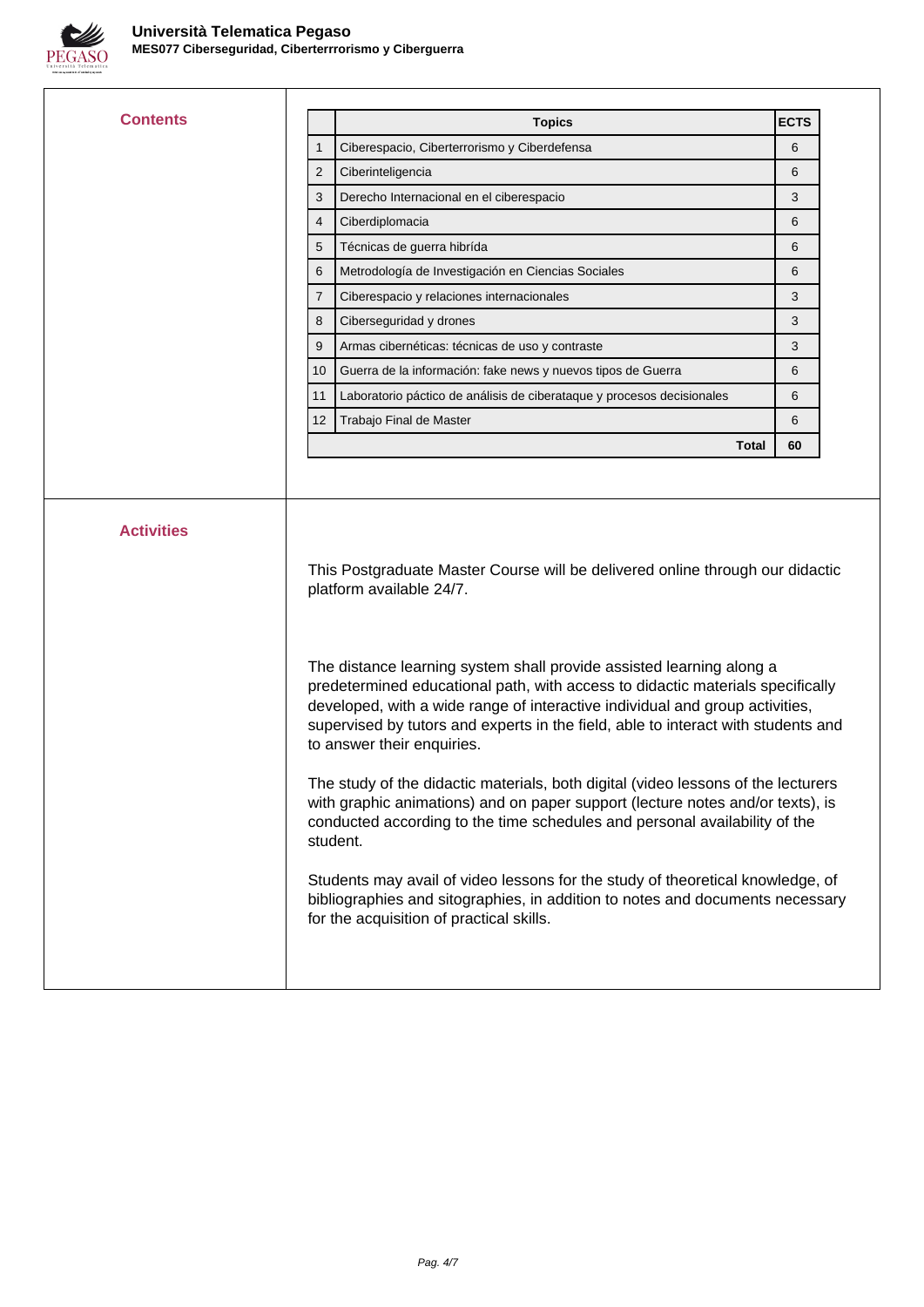## Contents

| | Topics | ECTS |
|---|---|---|
| 1 | Ciberespacio, Ciberterrorismo y Ciberdefensa | 6 |
| 2 | Ciberinteligencia | 6 |
| 3 | Derecho Internacional en el ciberespacio | 3 |
| 4 | Ciberdiplomacia | 6 |
| 5 | Técnicas de guerra hibrída | 6 |
| 6 | Metrodología de Investigación en Ciencias Sociales | 6 |
| 7 | Ciberespacio y relaciones internacionales | 3 |
| 8 | Ciberseguridad y drones | 3 |
| 9 | Armas cibernéticas: técnicas de uso y contraste | 3 |
| 10 | Guerra de la información: fake news y nuevos tipos de Guerra | 6 |
| 11 | Laboratorio páctico de análisis de ciberataque y procesos decisionales | 6 |
| 12 | Trabajo Final de Master | 6 |
| | **Total** | **60** |

## Activities

This Postgraduate Master Course will be delivered online through our didactic platform available 24/7.

The distance learning system shall provide assisted learning along a predetermined educational path, with access to didactic materials specifically developed, with a wide range of interactive individual and group activities, supervised by tutors and experts in the field, able to interact with students and to answer their enquiries.

The study of the didactic materials, both digital (video lessons of the lecturers with graphic animations) and on paper support (lecture notes and/or texts), is conducted according to the time schedules and personal availability of the student.

Students may avail of video lessons for the study of theoretical knowledge, of bibliographies and sitographies, in addition to notes and documents necessary for the acquisition of practical skills.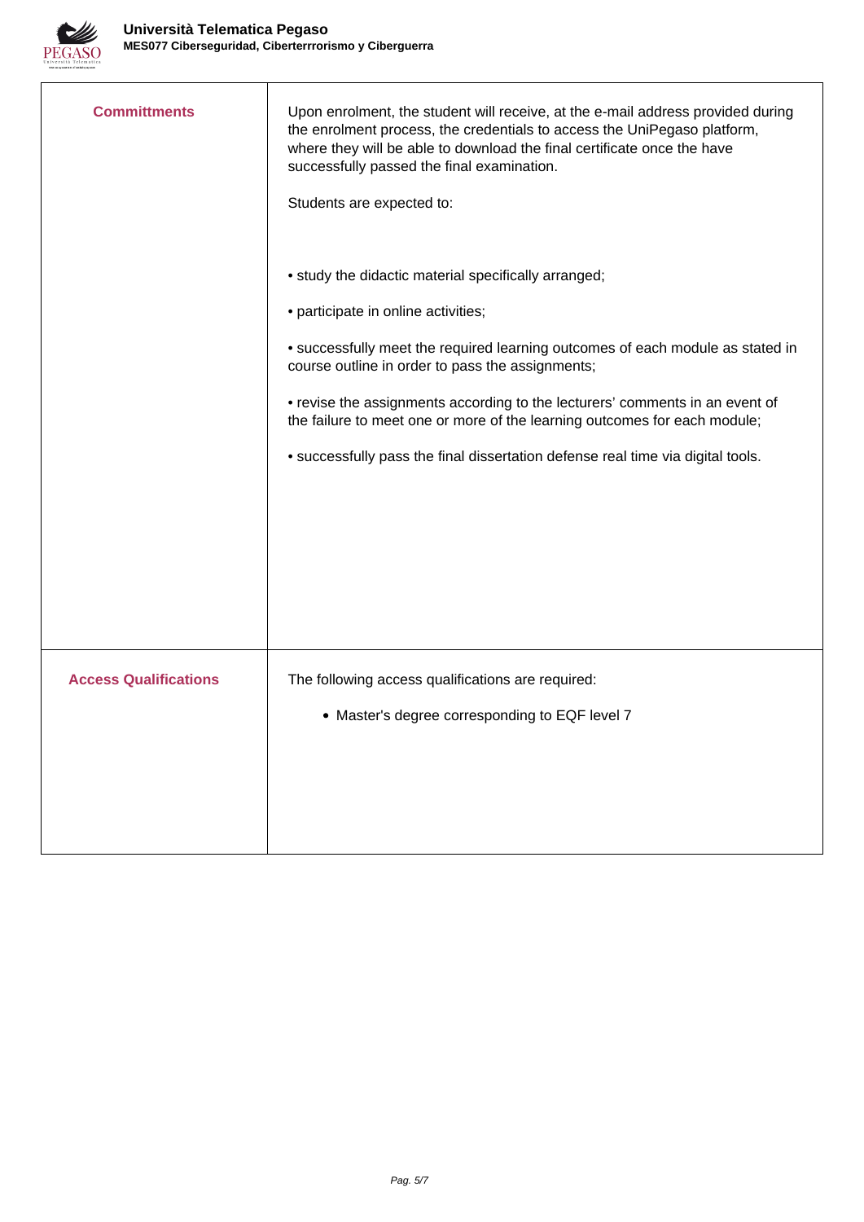| | |
|---|---|
| **Committments** | Upon enrolment, the student will receive, at the e-mail address provided during the enrolment process, the credentials to access the UniPegaso platform, where they will be able to download the final certificate once the have successfully passed the final examination.<br><br>Students are expected to:<br><br>• study the didactic material specifically arranged;<br><br>• participate in online activities;<br><br>• successfully meet the required learning outcomes of each module as stated in course outline in order to pass the assignments;<br><br>• revise the assignments according to the lecturers' comments in an event of the failure to meet one or more of the learning outcomes for each module;<br><br>• successfully pass the final dissertation defense real time via digital tools. |
| **Access Qualifications** | The following access qualifications are required:<br><br>• Master's degree corresponding to EQF level 7 |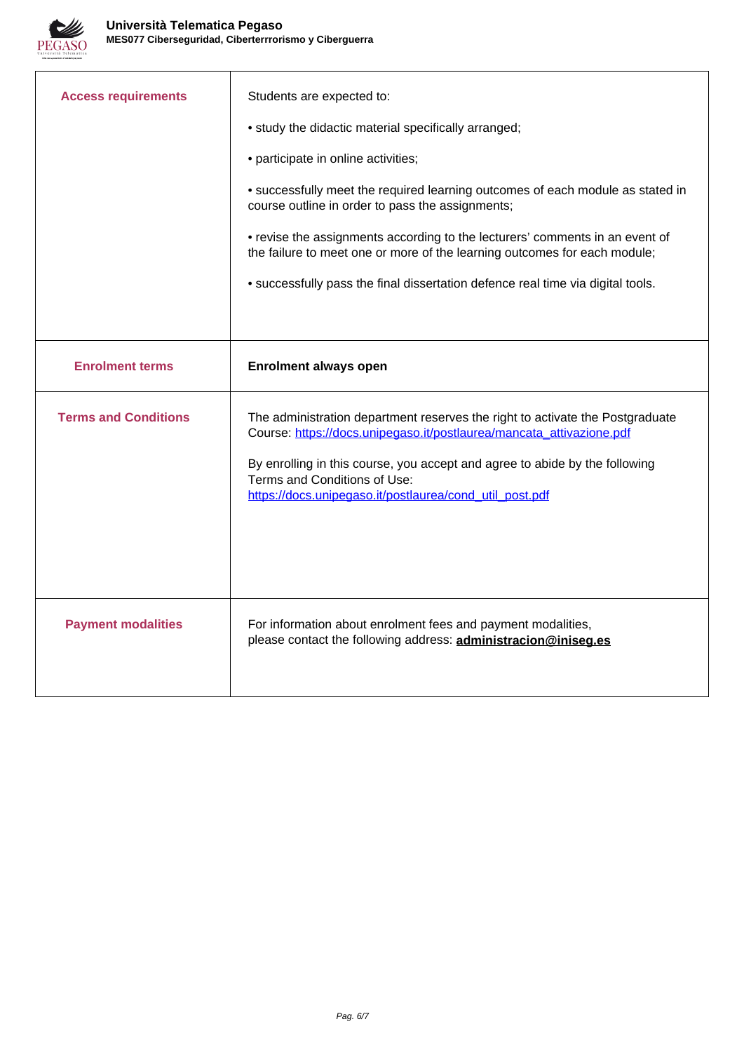| | |
|---|---|
| **Access requirements** | Students are expected to:<br><br>• study the didactic material specifically arranged;<br><br>• participate in online activities;<br><br>• successfully meet the required learning outcomes of each module as stated in course outline in order to pass the assignments;<br><br>• revise the assignments according to the lecturers' comments in an event of the failure to meet one or more of the learning outcomes for each module;<br><br>• successfully pass the final dissertation defence real time via digital tools. |
| **Enrolment terms** | **Enrolment always open** |
| **Terms and Conditions** | The administration department reserves the right to activate the Postgraduate Course: [https://docs.unipegaso.it/postlaurea/mancata_attivazione.pdf](https://docs.unipegaso.it/postlaurea/mancata_attivazione.pdf)<br><br>By enrolling in this course, you accept and agree to abide by the following Terms and Conditions of Use:<br>[https://docs.unipegaso.it/postlaurea/cond_util_post.pdf](https://docs.unipegaso.it/postlaurea/cond_util_post.pdf) |
| **Payment modalities** | For information about enrolment fees and payment modalities, please contact the following address: **administracion@iniseg.es** |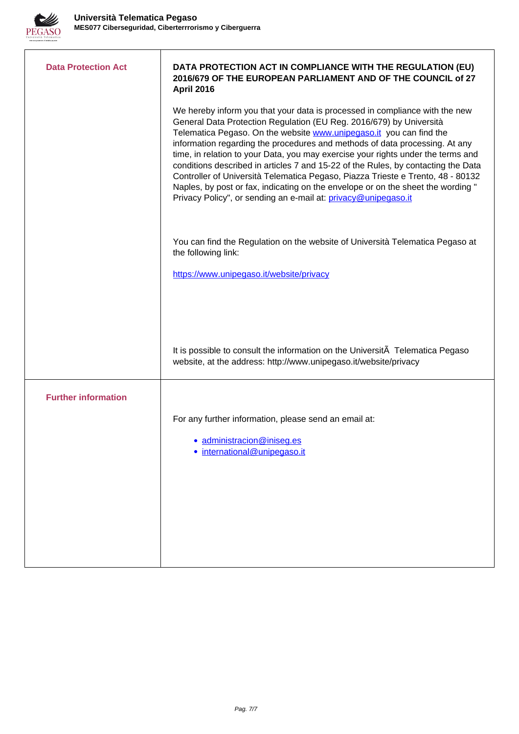| | |
|---|---|
| **Data Protection Act** | **DATA PROTECTION ACT IN COMPLIANCE WITH THE REGULATION (EU) 2016/679 OF THE EUROPEAN PARLIAMENT AND OF THE COUNCIL of 27 April 2016**<br><br>We hereby inform you that your data is processed in compliance with the new General Data Protection Regulation (EU Reg. 2016/679) by Università Telematica Pegaso. On the website www.unipegaso.it you can find the information regarding the procedures and methods of data processing. At any time, in relation to your Data, you may exercise your rights under the terms and conditions described in articles 7 and 15-22 of the Rules, by contacting the Data Controller of Università Telematica Pegaso, Piazza Trieste e Trento, 48 - 80132 Naples, by post or fax, indicating on the envelope or on the sheet the wording " Privacy Policy", or sending an e-mail at: privacy@unipegaso.it<br><br>You can find the Regulation on the website of Università Telematica Pegaso at the following link:<br><br>https://www.unipegaso.it/website/privacy<br><br>It is possible to consult the information on the UniversitÃ  Telematica Pegaso website, at the address: http://www.unipegaso.it/website/privacy |
| **Further information** | For any further information, please send an email at:<br><br>• administracion@iniseg.es<br>• international@unipegaso.it |